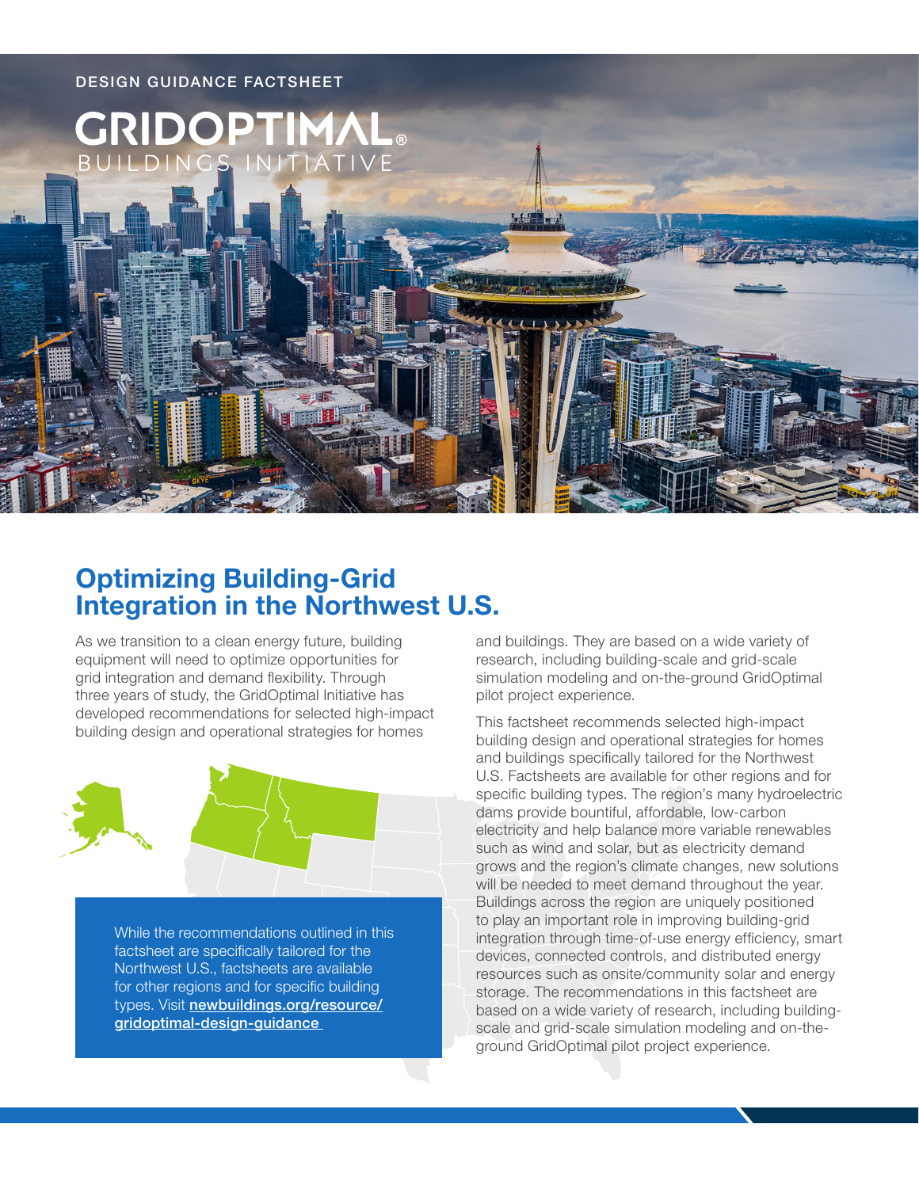DESIGN GUIDANCE FACTSHEET

GRIDOPTIMAL® BUILDINGS INITIATIVE

# Optimizing Building-Grid Integration in the Northwest U.S.

As we transition to a clean energy future, building equipment will need to optimize opportunities for grid integration and demand flexibility. Through three years of study, the GridOptimal Initiative has developed recommendations for selected high-impact building design and operational strategies for homes and buildings. They are based on a wide variety of research, including building-scale and grid-scale simulation modeling and on-the-ground GridOptimal pilot project experience.

This factsheet recommends selected high-impact building design and operational strategies for homes and buildings specifically tailored for the Northwest U.S. Factsheets are available for other regions and for specific building types. The region's many hydroelectric dams provide bountiful, affordable, low-carbon electricity and help balance more variable renewables such as wind and solar, but as electricity demand grows and the region's climate changes, new solutions will be needed to meet demand throughout the year. Buildings across the region are uniquely positioned to play an important role in improving building-grid integration through time-of-use energy efficiency, smart devices, connected controls, and distributed energy resources such as onsite/community solar and energy storage. The recommendations in this factsheet are based on a wide variety of research, including building-scale and grid-scale simulation modeling and on-the-ground GridOptimal pilot project experience.

While the recommendations outlined in this factsheet are specifically tailored for the Northwest U.S., factsheets are available for other regions and for specific building types. Visit **newbuildings.org/resource/gridoptimal-design-guidance**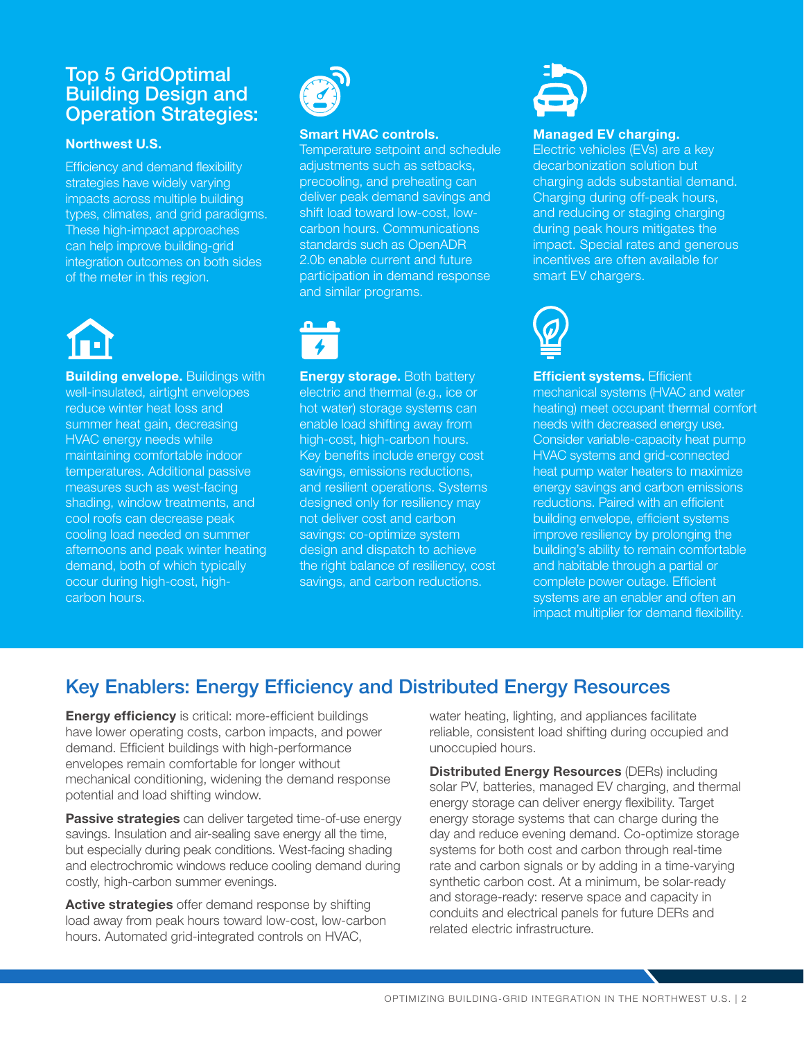## Top 5 GridOptimal Building Design and Operation Strategies:

### Northwest U.S.

Efficiency and demand flexibility strategies have widely varying impacts across multiple building types, climates, and grid paradigms. These high-impact approaches can help improve building-grid integration outcomes on both sides of the meter in this region.

**Building envelope.** Buildings with well-insulated, airtight envelopes reduce winter heat loss and summer heat gain, decreasing HVAC energy needs while maintaining comfortable indoor temperatures. Additional passive measures such as west-facing shading, window treatments, and cool roofs can decrease peak cooling load needed on summer afternoons and peak winter heating demand, both of which typically occur during high-cost, high-carbon hours.

**Smart HVAC controls.** Temperature setpoint and schedule adjustments such as setbacks, precooling, and preheating can deliver peak demand savings and shift load toward low-cost, low-carbon hours. Communications standards such as OpenADR 2.0b enable current and future participation in demand response and similar programs.

**Energy storage.** Both battery electric and thermal (e.g., ice or hot water) storage systems can enable load shifting away from high-cost, high-carbon hours. Key benefits include energy cost savings, emissions reductions, and resilient operations. Systems designed only for resiliency may not deliver cost and carbon savings: co-optimize system design and dispatch to achieve the right balance of resiliency, cost savings, and carbon reductions.

**Managed EV charging.** Electric vehicles (EVs) are a key decarbonization solution but charging adds substantial demand. Charging during off-peak hours, and reducing or staging charging during peak hours mitigates the impact. Special rates and generous incentives are often available for smart EV chargers.

**Efficient systems.** Efficient mechanical systems (HVAC and water heating) meet occupant thermal comfort needs with decreased energy use. Consider variable-capacity heat pump HVAC systems and grid-connected heat pump water heaters to maximize energy savings and carbon emissions reductions. Paired with an efficient building envelope, efficient systems improve resiliency by prolonging the building's ability to remain comfortable and habitable through a partial or complete power outage. Efficient systems are an enabler and often an impact multiplier for demand flexibility.

## Key Enablers: Energy Efficiency and Distributed Energy Resources

**Energy efficiency** is critical: more-efficient buildings have lower operating costs, carbon impacts, and power demand. Efficient buildings with high-performance envelopes remain comfortable for longer without mechanical conditioning, widening the demand response potential and load shifting window.

**Passive strategies** can deliver targeted time-of-use energy savings. Insulation and air-sealing save energy all the time, but especially during peak conditions. West-facing shading and electrochromic windows reduce cooling demand during costly, high-carbon summer evenings.

**Active strategies** offer demand response by shifting load away from peak hours toward low-cost, low-carbon hours. Automated grid-integrated controls on HVAC, water heating, lighting, and appliances facilitate reliable, consistent load shifting during occupied and unoccupied hours.

**Distributed Energy Resources** (DERs) including solar PV, batteries, managed EV charging, and thermal energy storage can deliver energy flexibility. Target energy storage systems that can charge during the day and reduce evening demand. Co-optimize storage systems for both cost and carbon through real-time rate and carbon signals or by adding in a time-varying synthetic carbon cost. At a minimum, be solar-ready and storage-ready: reserve space and capacity in conduits and electrical panels for future DERs and related electric infrastructure.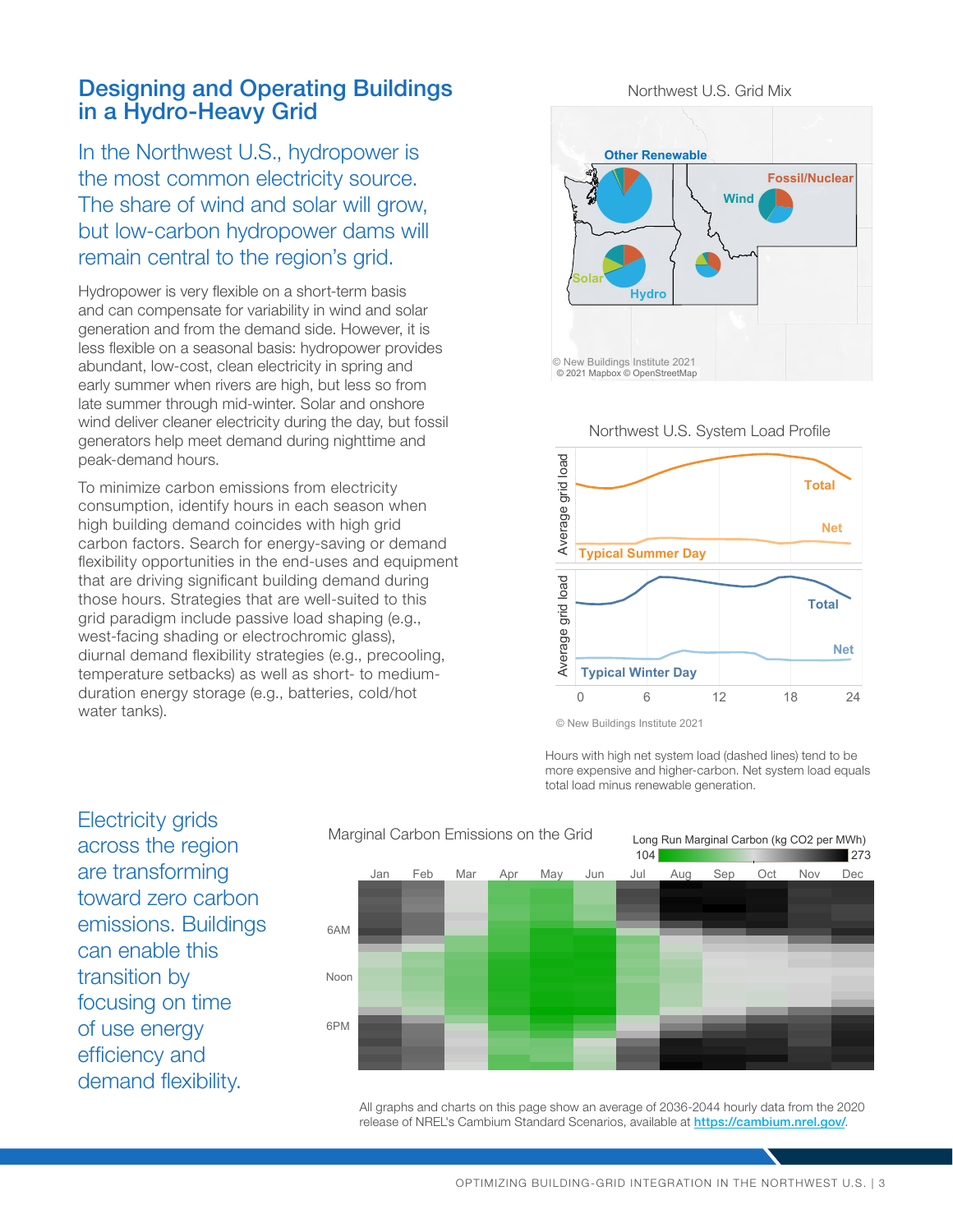## Designing and Operating Buildings in a Hydro-Heavy Grid

In the Northwest U.S., hydropower is the most common electricity source. The share of wind and solar will grow, but low-carbon hydropower dams will remain central to the region's grid.

Hydropower is very flexible on a short-term basis and can compensate for variability in wind and solar generation and from the demand side. However, it is less flexible on a seasonal basis: hydropower provides abundant, low-cost, clean electricity in spring and early summer when rivers are high, but less so from late summer through mid-winter. Solar and onshore wind deliver cleaner electricity during the day, but fossil generators help meet demand during nighttime and peak-demand hours.

To minimize carbon emissions from electricity consumption, identify hours in each season when high building demand coincides with high grid carbon factors. Search for energy-saving or demand flexibility opportunities in the end-uses and equipment that are driving significant building demand during those hours. Strategies that are well-suited to this grid paradigm include passive load shaping (e.g., west-facing shading or electrochromic glass), diurnal demand flexibility strategies (e.g., precooling, temperature setbacks) as well as short- to medium-duration energy storage (e.g., batteries, cold/hot water tanks).

Northwest U.S. Grid Mix

Other Renewable, Fossil/Nuclear, Wind, Solar, Hydro

© New Buildings Institute 2021
© 2021 Mapbox © OpenStreetMap

Northwest U.S. System Load Profile

Typical Summer Day — Total, Net

Typical Winter Day — Total, Net

© New Buildings Institute 2021

Hours with high net system load (dashed lines) tend to be more expensive and higher-carbon. Net system load equals total load minus renewable generation.

Electricity grids across the region are transforming toward zero carbon emissions. Buildings can enable this transition by focusing on time of use energy efficiency and demand flexibility.

Marginal Carbon Emissions on the Grid

Long Run Marginal Carbon (kg $CO_2$ per MWh) 104 – 273

All graphs and charts on this page show an average of 2036-2044 hourly data from the 2020 release of NREL's Cambium Standard Scenarios, available at https://cambium.nrel.gov/.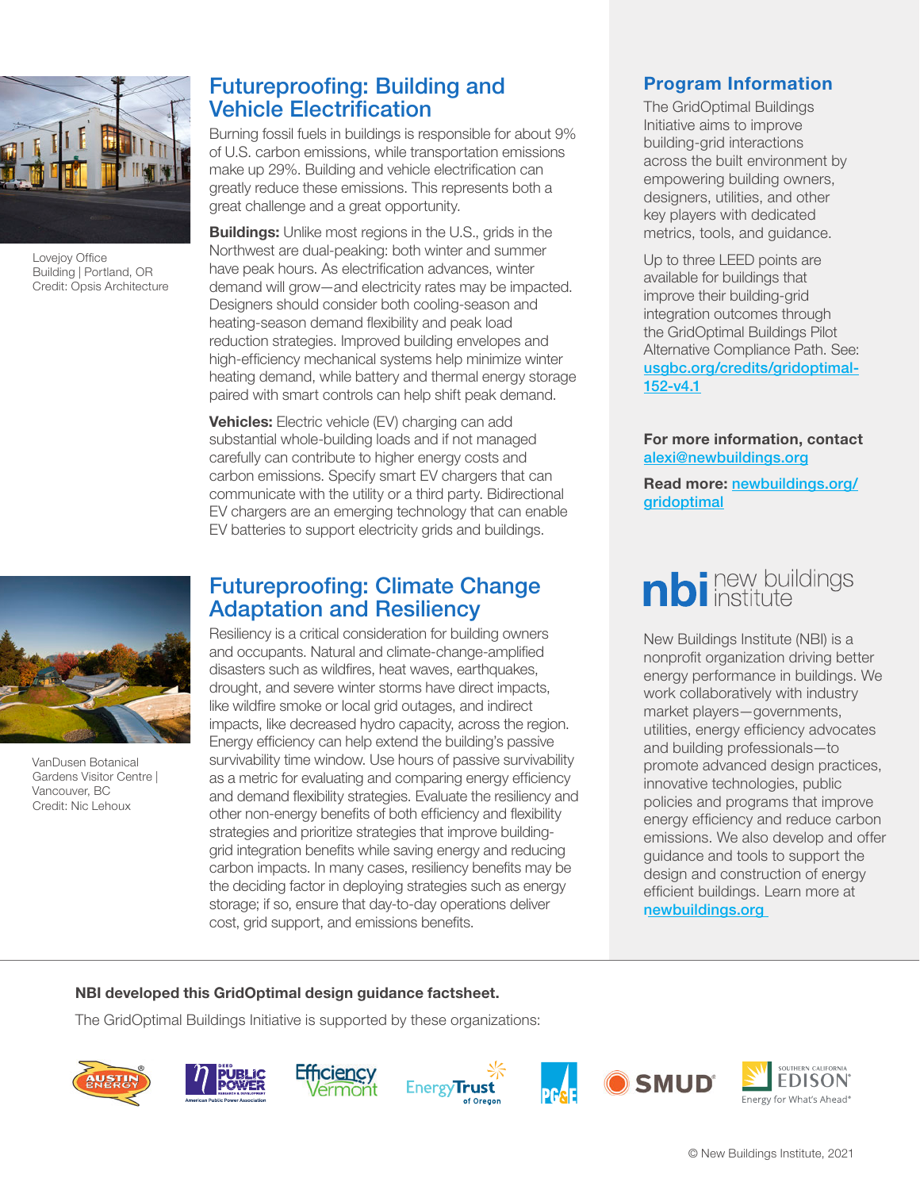Lovejoy Office Building | Portland, OR
Credit: Opsis Architecture

## Futureproofing: Building and Vehicle Electrification

Burning fossil fuels in buildings is responsible for about 9% of U.S. carbon emissions, while transportation emissions make up 29%. Building and vehicle electrification can greatly reduce these emissions. This represents both a great challenge and a great opportunity.

**Buildings:** Unlike most regions in the U.S., grids in the Northwest are dual-peaking: both winter and summer have peak hours. As electrification advances, winter demand will grow—and electricity rates may be impacted. Designers should consider both cooling-season and heating-season demand flexibility and peak load reduction strategies. Improved building envelopes and high-efficiency mechanical systems help minimize winter heating demand, while battery and thermal energy storage paired with smart controls can help shift peak demand.

**Vehicles:** Electric vehicle (EV) charging can add substantial whole-building loads and if not managed carefully can contribute to higher energy costs and carbon emissions. Specify smart EV chargers that can communicate with the utility or a third party. Bidirectional EV chargers are an emerging technology that can enable EV batteries to support electricity grids and buildings.

VanDusen Botanical Gardens Visitor Centre | Vancouver, BC
Credit: Nic Lehoux

## Futureproofing: Climate Change Adaptation and Resiliency

Resiliency is a critical consideration for building owners and occupants. Natural and climate-change-amplified disasters such as wildfires, heat waves, earthquakes, drought, and severe winter storms have direct impacts, like wildfire smoke or local grid outages, and indirect impacts, like decreased hydro capacity, across the region. Energy efficiency can help extend the building's passive survivability time window. Use hours of passive survivability as a metric for evaluating and comparing energy efficiency and demand flexibility strategies. Evaluate the resiliency and other non-energy benefits of both efficiency and flexibility strategies and prioritize strategies that improve building-grid integration benefits while saving energy and reducing carbon impacts. In many cases, resiliency benefits may be the deciding factor in deploying strategies such as energy storage; if so, ensure that day-to-day operations deliver cost, grid support, and emissions benefits.

## Program Information

The GridOptimal Buildings Initiative aims to improve building-grid interactions across the built environment by empowering building owners, designers, utilities, and other key players with dedicated metrics, tools, and guidance.

Up to three LEED points are available for buildings that improve their building-grid integration outcomes through the GridOptimal Buildings Pilot Alternative Compliance Path. See: usgbc.org/credits/gridoptimal-152-v4.1

**For more information, contact** alexi@newbuildings.org

**Read more:** newbuildings.org/gridoptimal

nbi new buildings institute

New Buildings Institute (NBI) is a nonprofit organization driving better energy performance in buildings. We work collaboratively with industry market players—governments, utilities, energy efficiency advocates and building professionals—to promote advanced design practices, innovative technologies, public policies and programs that improve energy efficiency and reduce carbon emissions. We also develop and offer guidance and tools to support the design and construction of energy efficient buildings. Learn more at newbuildings.org

**NBI developed this GridOptimal design guidance factsheet.**

The GridOptimal Buildings Initiative is supported by these organizations:

Austin Energy · Public Power (American Public Power Association) · Efficiency Vermont · Energy Trust of Oregon · PG&E · SMUD · Southern California Edison — Energy for What's Ahead

© New Buildings Institute, 2021